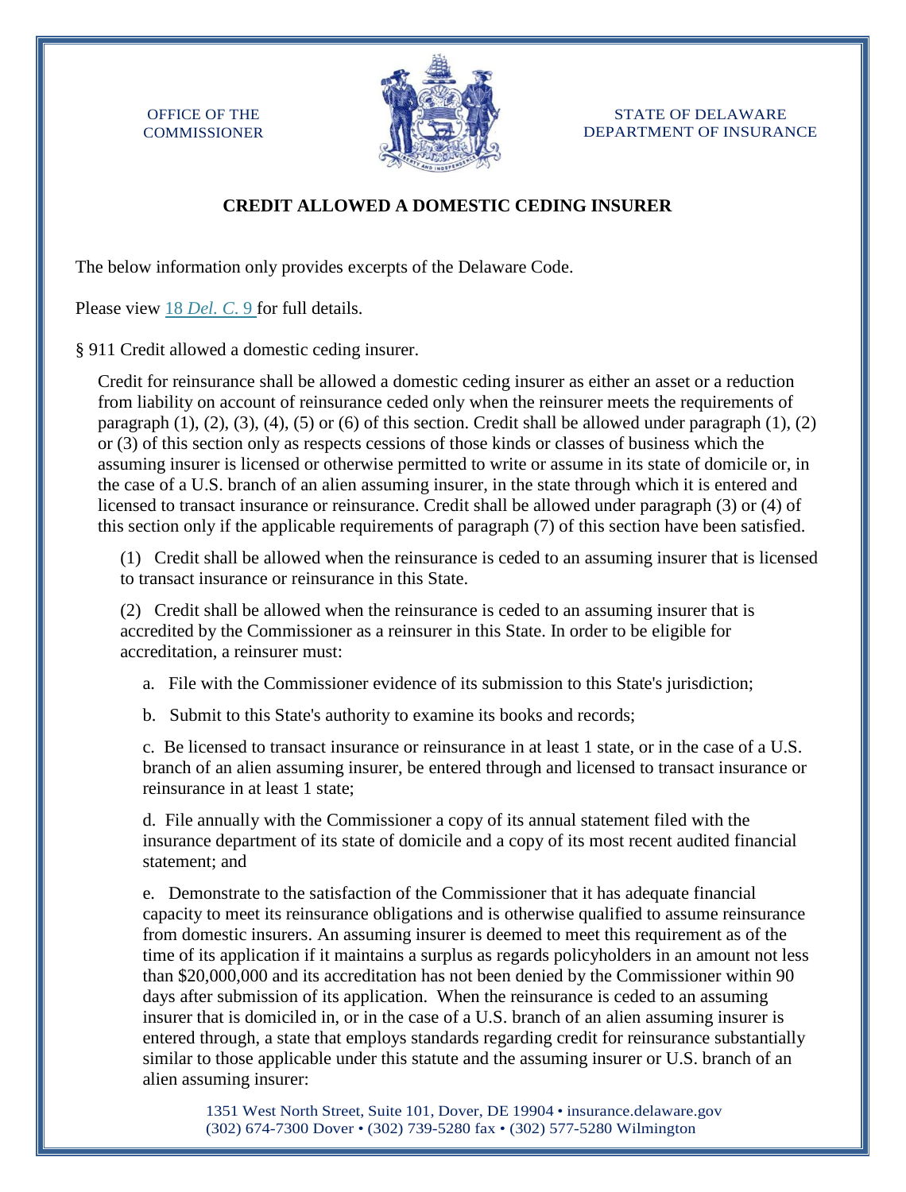OFFICE OF THE COMMISSIONER

STATE OF DELAWARE DEPARTMENT OF INSURANCE

## CREDIT ALLOWED A DOMESTIC CEDING INSURER

The below information only provides excerpts of the Delaware Code.

Please view 18 *Del. C.* 9 for full details.

§ 911 Credit allowed a domestic ceding insurer.

Credit for reinsurance shall be allowed a domestic ceding insurer as either an asset or a reduction from liability on account of reinsurance ceded only when the reinsurer meets the requirements of paragraph (1), (2), (3), (4), (5) or (6) of this section. Credit shall be allowed under paragraph (1), (2) or (3) of this section only as respects cessions of those kinds or classes of business which the assuming insurer is licensed or otherwise permitted to write or assume in its state of domicile or, in the case of a U.S. branch of an alien assuming insurer, in the state through which it is entered and licensed to transact insurance or reinsurance. Credit shall be allowed under paragraph (3) or (4) of this section only if the applicable requirements of paragraph (7) of this section have been satisfied.

(1) Credit shall be allowed when the reinsurance is ceded to an assuming insurer that is licensed to transact insurance or reinsurance in this State.

(2) Credit shall be allowed when the reinsurance is ceded to an assuming insurer that is accredited by the Commissioner as a reinsurer in this State. In order to be eligible for accreditation, a reinsurer must:

a. File with the Commissioner evidence of its submission to this State's jurisdiction;

b. Submit to this State's authority to examine its books and records;

c. Be licensed to transact insurance or reinsurance in at least 1 state, or in the case of a U.S. branch of an alien assuming insurer, be entered through and licensed to transact insurance or reinsurance in at least 1 state;

d. File annually with the Commissioner a copy of its annual statement filed with the insurance department of its state of domicile and a copy of its most recent audited financial statement; and

e. Demonstrate to the satisfaction of the Commissioner that it has adequate financial capacity to meet its reinsurance obligations and is otherwise qualified to assume reinsurance from domestic insurers. An assuming insurer is deemed to meet this requirement as of the time of its application if it maintains a surplus as regards policyholders in an amount not less than $20,000,000 and its accreditation has not been denied by the Commissioner within 90 days after submission of its application. When the reinsurance is ceded to an assuming insurer that is domiciled in, or in the case of a U.S. branch of an alien assuming insurer is entered through, a state that employs standards regarding credit for reinsurance substantially similar to those applicable under this statute and the assuming insurer or U.S. branch of an alien assuming insurer: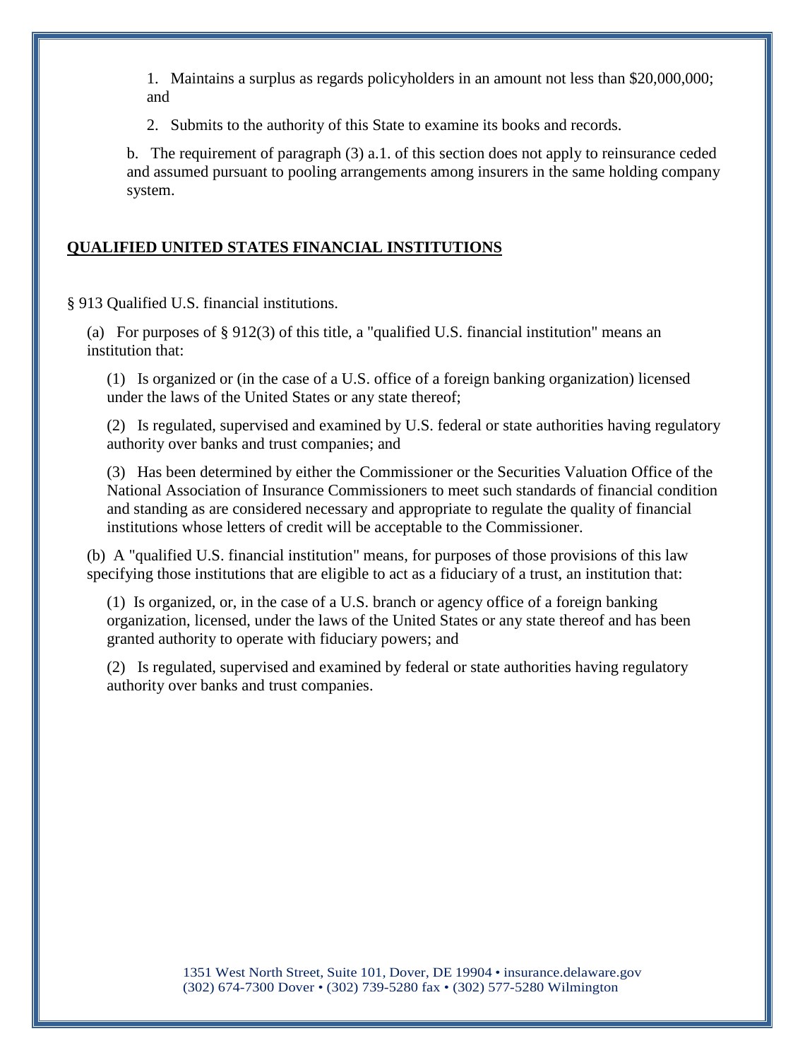1. Maintains a surplus as regards policyholders in an amount not less than $20,000,000; and

2. Submits to the authority of this State to examine its books and records.

b. The requirement of paragraph (3) a.1. of this section does not apply to reinsurance ceded and assumed pursuant to pooling arrangements among insurers in the same holding company system.

## QUALIFIED UNITED STATES FINANCIAL INSTITUTIONS

§ 913 Qualified U.S. financial institutions.

(a) For purposes of § 912(3) of this title, a "qualified U.S. financial institution" means an institution that:

(1) Is organized or (in the case of a U.S. office of a foreign banking organization) licensed under the laws of the United States or any state thereof;

(2) Is regulated, supervised and examined by U.S. federal or state authorities having regulatory authority over banks and trust companies; and

(3) Has been determined by either the Commissioner or the Securities Valuation Office of the National Association of Insurance Commissioners to meet such standards of financial condition and standing as are considered necessary and appropriate to regulate the quality of financial institutions whose letters of credit will be acceptable to the Commissioner.

(b) A "qualified U.S. financial institution" means, for purposes of those provisions of this law specifying those institutions that are eligible to act as a fiduciary of a trust, an institution that:

(1) Is organized, or, in the case of a U.S. branch or agency office of a foreign banking organization, licensed, under the laws of the United States or any state thereof and has been granted authority to operate with fiduciary powers; and

(2) Is regulated, supervised and examined by federal or state authorities having regulatory authority over banks and trust companies.